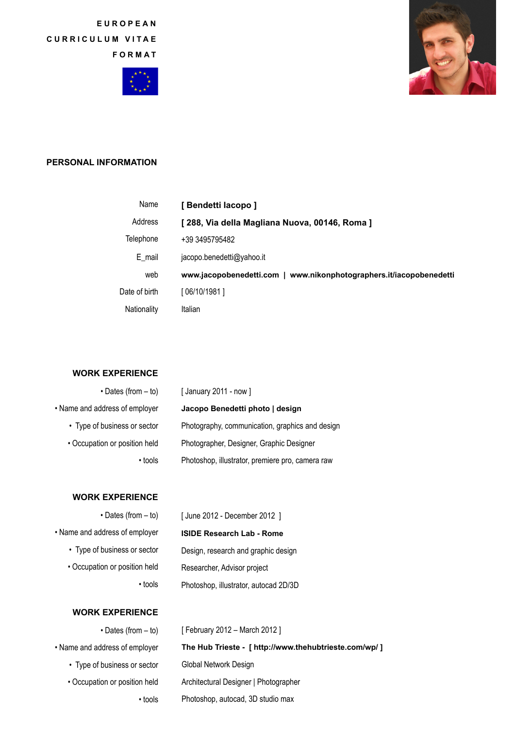**EUROPEAN CURRICULUM VITAE FORMAT**

## PERSONAL INFORMATION

| | |
|---|---|
| Name | **[ Bendetti Iacopo ]** |
| Address | **[ 288, Via della Magliana Nuova, 00146, Roma ]** |
| Telephone | +39 3495795482 |
| E_mail | jacopo.benedetti@yahoo.it |
| web | **www.jacopobenedetti.com \| www.nikonphotographers.it/iacopobenedetti** |
| Date of birth | [ 06/10/1981 ] |
| Nationality | Italian |

## WORK EXPERIENCE

| | |
|---|---|
| • Dates (from – to) | [ January 2011 - now ] |
| • Name and address of employer | **Jacopo Benedetti photo \| design** |
| • Type of business or sector | Photography, communication, graphics and design |
| • Occupation or position held | Photographer, Designer, Graphic Designer |
| • tools | Photoshop, illustrator, premiere pro, camera raw |

## WORK EXPERIENCE

| | |
|---|---|
| • Dates (from – to) | [ June 2012 - December 2012 ] |
| • Name and address of employer | **ISIDE Research Lab - Rome** |
| • Type of business or sector | Design, research and graphic design |
| • Occupation or position held | Researcher, Advisor project |
| • tools | Photoshop, illustrator, autocad 2D/3D |

## WORK EXPERIENCE

| | |
|---|---|
| • Dates (from – to) | [ February 2012 – March 2012 ] |
| • Name and address of employer | **The Hub Trieste - [ http://www.thehubtrieste.com/wp/ ]** |
| • Type of business or sector | Global Network Design |
| • Occupation or position held | Architectural Designer \| Photographer |
| • tools | Photoshop, autocad, 3D studio max |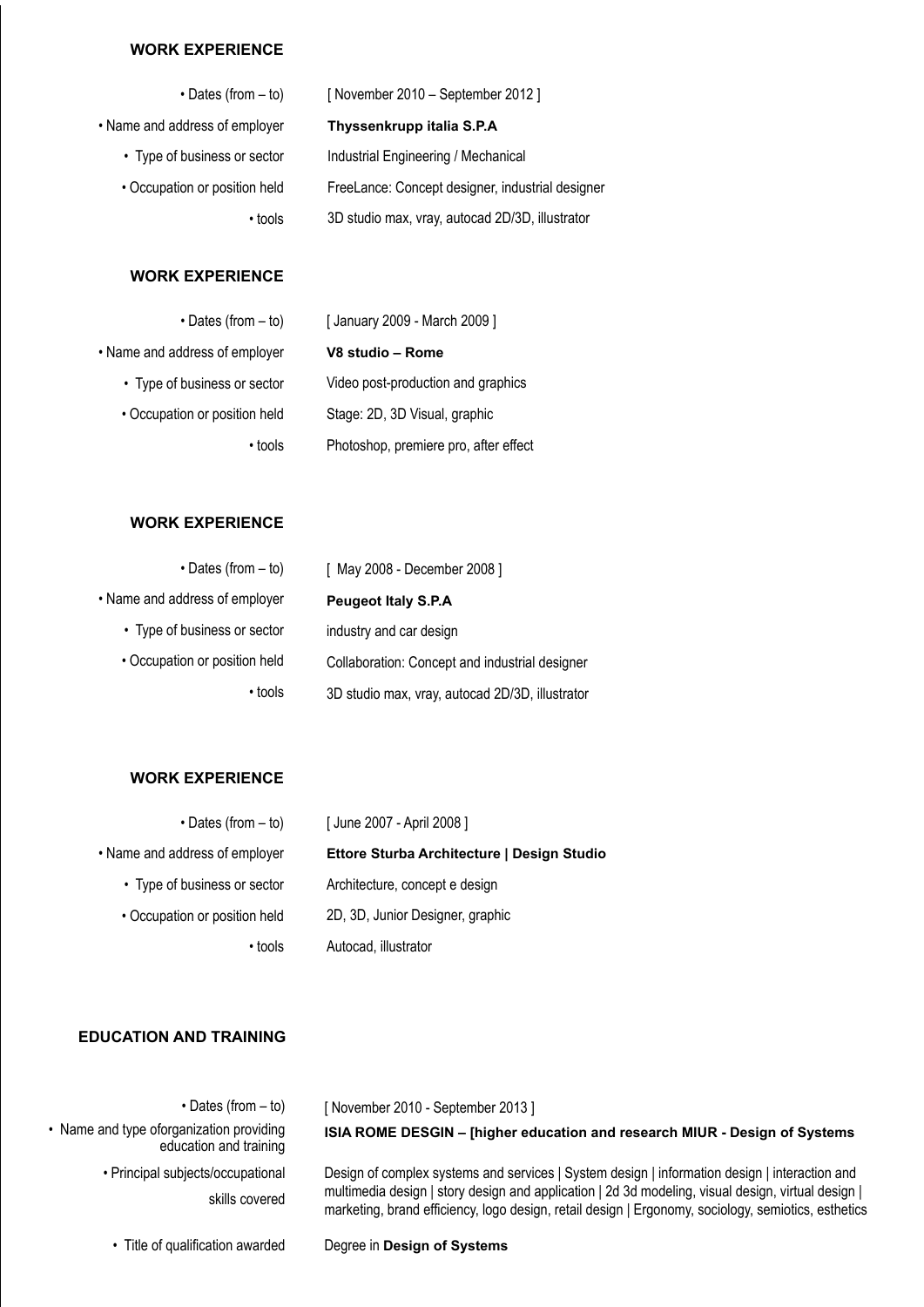## WORK EXPERIENCE

| | |
|---|---|
| • Dates (from – to) | [ November 2010 – September 2012 ] |
| • Name and address of employer | **Thyssenkrupp italia S.P.A** |
| • Type of business or sector | Industrial Engineering / Mechanical |
| • Occupation or position held | FreeLance: Concept designer, industrial designer |
| • tools | 3D studio max, vray, autocad 2D/3D, illustrator |

## WORK EXPERIENCE

| | |
|---|---|
| • Dates (from – to) | [ January 2009 - March 2009 ] |
| • Name and address of employer | **V8 studio – Rome** |
| • Type of business or sector | Video post-production and graphics |
| • Occupation or position held | Stage: 2D, 3D Visual, graphic |
| • tools | Photoshop, premiere pro, after effect |

## WORK EXPERIENCE

| | |
|---|---|
| • Dates (from – to) | [ May 2008 - December 2008 ] |
| • Name and address of employer | **Peugeot Italy S.P.A** |
| • Type of business or sector | industry and car design |
| • Occupation or position held | Collaboration: Concept and industrial designer |
| • tools | 3D studio max, vray, autocad 2D/3D, illustrator |

## WORK EXPERIENCE

| | |
|---|---|
| • Dates (from – to) | [ June 2007 - April 2008 ] |
| • Name and address of employer | **Ettore Sturba Architecture \| Design Studio** |
| • Type of business or sector | Architecture, concept e design |
| • Occupation or position held | 2D, 3D, Junior Designer, graphic |
| • tools | Autocad, illustrator |

## EDUCATION AND TRAINING

| | |
|---|---|
| • Dates (from – to) | [ November 2010 - September 2013 ] |
| • Name and type oforganization providing education and training | **ISIA ROME DESGIN – [higher education and research MIUR - Design of Systems** |
| • Principal subjects/occupational skills covered | Design of complex systems and services \| System design \| information design \| interaction and multimedia design \| story design and application \| 2d 3d modeling, visual design, virtual design \| marketing, brand efficiency, logo design, retail design \| Ergonomy, sociology, semiotics, esthetics |
| • Title of qualification awarded | Degree in **Design of Systems** |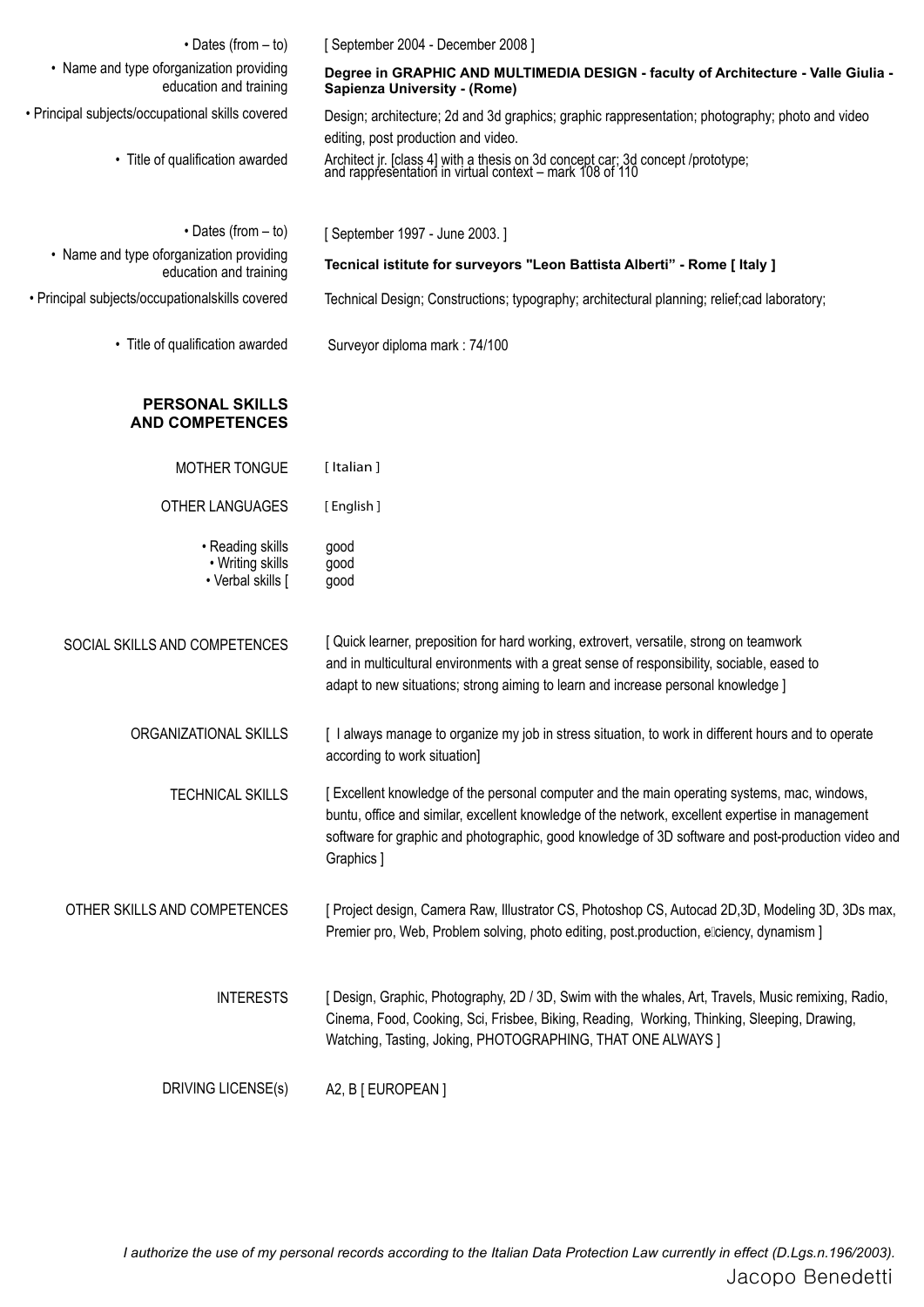| | |
|---|---|
| • Dates (from – to) | [ September 2004 - December 2008 ] |
| • Name and type oforganization providing education and training | **Degree in GRAPHIC AND MULTIMEDIA DESIGN - faculty of Architecture - Valle Giulia - Sapienza University - (Rome)** |
| • Principal subjects/occupational skills covered | Design; architecture; 2d and 3d graphics; graphic rappresentation; photography; photo and video editing, post production and video. |
| • Title of qualification awarded | Architect jr. [class 4] with a thesis on 3d concept car; 3d concept /prototype; and rappresentation in virtual context – mark 108 of 110 |

| | |
|---|---|
| • Dates (from – to) | [ September 1997 - June 2003. ] |
| • Name and type oforganization providing education and training | **Tecnical istitute for surveyors "Leon Battista Alberti" - Rome [ Italy ]** |
| • Principal subjects/occupationalskills covered | Technical Design; Constructions; typography; architectural planning; relief;cad laboratory; |
| • Title of qualification awarded | Surveyor diploma mark : 74/100 |

## PERSONAL SKILLS AND COMPETENCES

| | |
|---|---|
| MOTHER TONGUE | [ Italian ] |
| OTHER LANGUAGES | [ English ] |
| • Reading skills | good |
| • Writing skills | good |
| • Verbal skills [ | good |
| SOCIAL SKILLS AND COMPETENCES | [ Quick learner, preposition for hard working, extrovert, versatile, strong on teamwork and in multicultural environments with a great sense of responsibility, sociable, eased to adapt to new situations; strong aiming to learn and increase personal knowledge ] |
| ORGANIZATIONAL SKILLS | [ I always manage to organize my job in stress situation, to work in different hours and to operate according to work situation] |
| TECHNICAL SKILLS | [ Excellent knowledge of the personal computer and the main operating systems, mac, windows, buntu, office and similar, excellent knowledge of the network, excellent expertise in management software for graphic and photographic, good knowledge of 3D software and post-production video and Graphics ] |
| OTHER SKILLS AND COMPETENCES | [ Project design, Camera Raw, Illustrator CS, Photoshop CS, Autocad 2D,3D, Modeling 3D, 3Ds max, Premier pro, Web, Problem solving, photo editing, post.production, e ciency, dynamism ] |
| INTERESTS | [ Design, Graphic, Photography, 2D / 3D, Swim with the whales, Art, Travels, Music remixing, Radio, Cinema, Food, Cooking, Sci, Frisbee, Biking, Reading, Working, Thinking, Sleeping, Drawing, Watching, Tasting, Joking, PHOTOGRAPHING, THAT ONE ALWAYS ] |
| DRIVING LICENSE(s) | A2, B [ EUROPEAN ] |

*I authorize the use of my personal records according to the Italian Data Protection Law currently in effect (D.Lgs.n.196/2003).*

Jacopo Benedetti